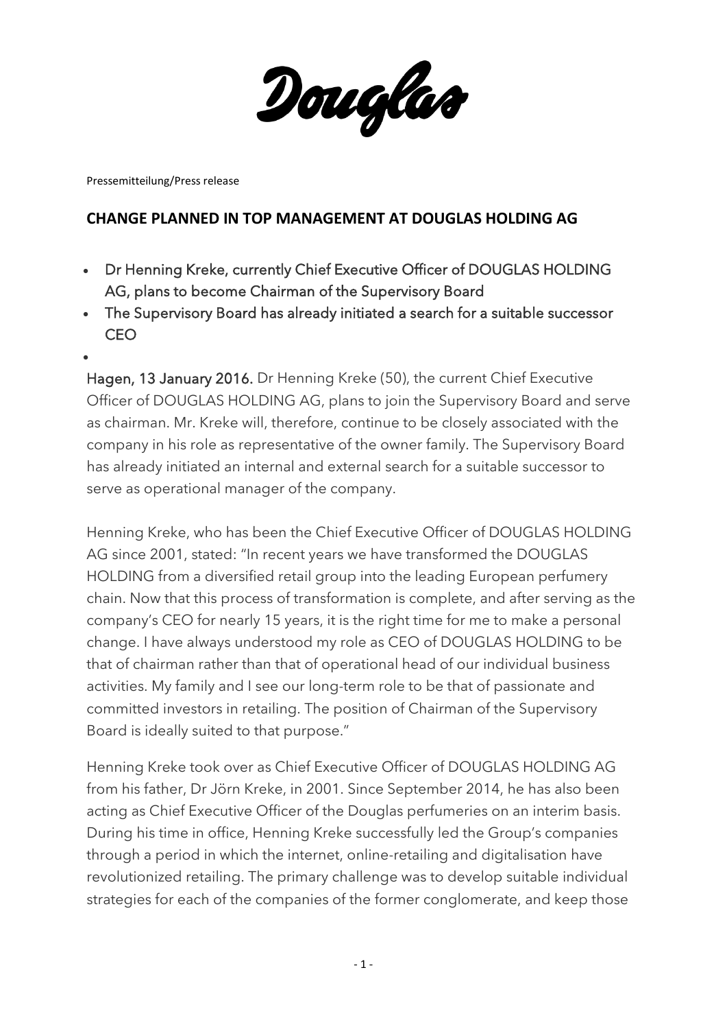Douglas

Pressemitteilung/Press release

## CHANGE PLANNED IN TOP MANAGEMENT AT DOUGLAS HOLDING AG

- **Dr Henning Kreke, currently Chief Executive Officer of DOUGLAS HOLDING AG, plans to become Chairman of the Supervisory Board**
- **The Supervisory Board has already initiated a search for a suitable successor CEO**

**Hagen, 13 January 2016.** Dr Henning Kreke (50), the current Chief Executive Officer of DOUGLAS HOLDING AG, plans to join the Supervisory Board and serve as chairman. Mr. Kreke will, therefore, continue to be closely associated with the company in his role as representative of the owner family. The Supervisory Board has already initiated an internal and external search for a suitable successor to serve as operational manager of the company.

Henning Kreke, who has been the Chief Executive Officer of DOUGLAS HOLDING AG since 2001, stated: "In recent years we have transformed the DOUGLAS HOLDING from a diversified retail group into the leading European perfumery chain. Now that this process of transformation is complete, and after serving as the company's CEO for nearly 15 years, it is the right time for me to make a personal change. I have always understood my role as CEO of DOUGLAS HOLDING to be that of chairman rather than that of operational head of our individual business activities. My family and I see our long-term role to be that of passionate and committed investors in retailing. The position of Chairman of the Supervisory Board is ideally suited to that purpose."

Henning Kreke took over as Chief Executive Officer of DOUGLAS HOLDING AG from his father, Dr Jörn Kreke, in 2001. Since September 2014, he has also been acting as Chief Executive Officer of the Douglas perfumeries on an interim basis. During his time in office, Henning Kreke successfully led the Group's companies through a period in which the internet, online-retailing and digitalisation have revolutionized retailing. The primary challenge was to develop suitable individual strategies for each of the companies of the former conglomerate, and keep those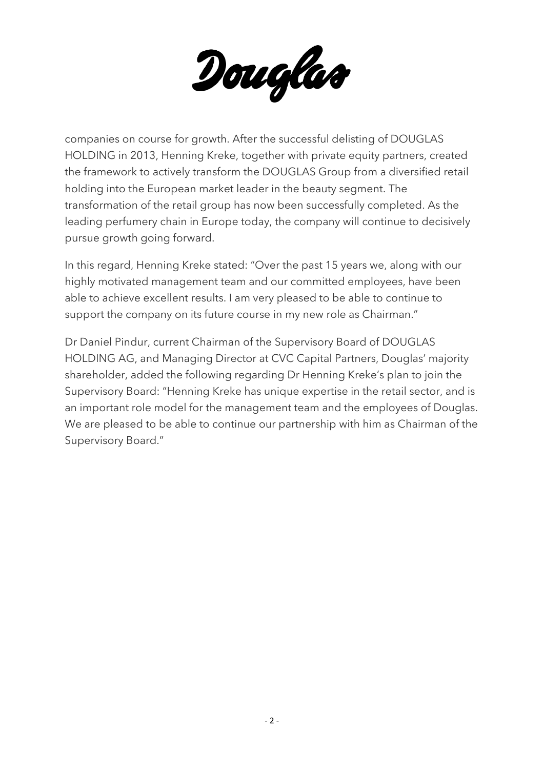companies on course for growth. After the successful delisting of DOUGLAS HOLDING in 2013, Henning Kreke, together with private equity partners, created the framework to actively transform the DOUGLAS Group from a diversified retail holding into the European market leader in the beauty segment. The transformation of the retail group has now been successfully completed. As the leading perfumery chain in Europe today, the company will continue to decisively pursue growth going forward.

In this regard, Henning Kreke stated: "Over the past 15 years we, along with our highly motivated management team and our committed employees, have been able to achieve excellent results. I am very pleased to be able to continue to support the company on its future course in my new role as Chairman."

Dr Daniel Pindur, current Chairman of the Supervisory Board of DOUGLAS HOLDING AG, and Managing Director at CVC Capital Partners, Douglas' majority shareholder, added the following regarding Dr Henning Kreke's plan to join the Supervisory Board: "Henning Kreke has unique expertise in the retail sector, and is an important role model for the management team and the employees of Douglas. We are pleased to be able to continue our partnership with him as Chairman of the Supervisory Board."